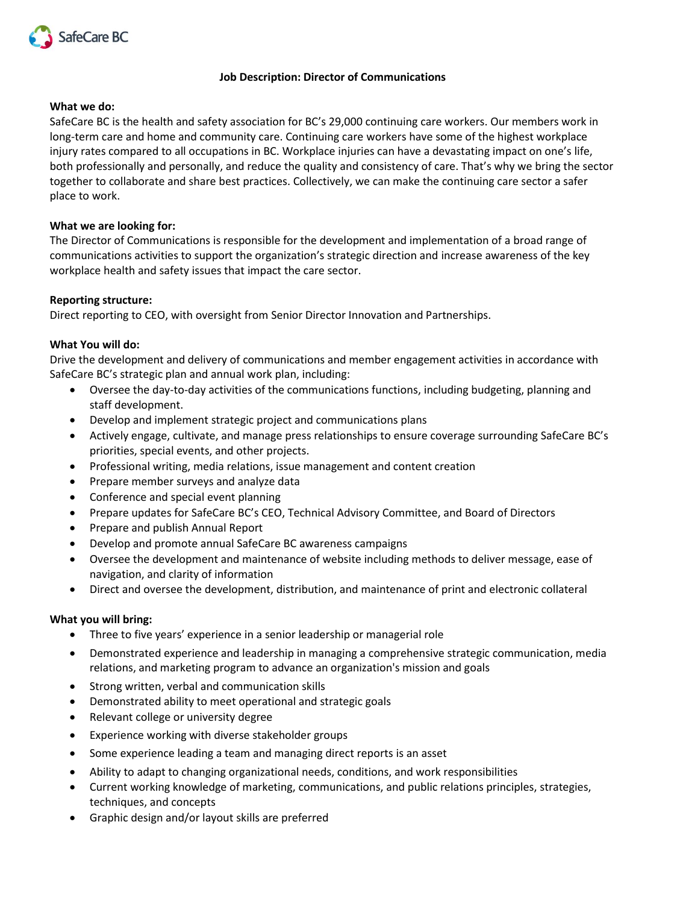SafeCare BC

# Job Description: Director of Communications

**What we do:**

SafeCare BC is the health and safety association for BC's 29,000 continuing care workers. Our members work in long-term care and home and community care. Continuing care workers have some of the highest workplace injury rates compared to all occupations in BC. Workplace injuries can have a devastating impact on one's life, both professionally and personally, and reduce the quality and consistency of care. That's why we bring the sector together to collaborate and share best practices. Collectively, we can make the continuing care sector a safer place to work.

**What we are looking for:**

The Director of Communications is responsible for the development and implementation of a broad range of communications activities to support the organization's strategic direction and increase awareness of the key workplace health and safety issues that impact the care sector.

**Reporting structure:**

Direct reporting to CEO, with oversight from Senior Director Innovation and Partnerships.

**What You will do:**

Drive the development and delivery of communications and member engagement activities in accordance with SafeCare BC's strategic plan and annual work plan, including:

- Oversee the day-to-day activities of the communications functions, including budgeting, planning and staff development.
- Develop and implement strategic project and communications plans
- Actively engage, cultivate, and manage press relationships to ensure coverage surrounding SafeCare BC's priorities, special events, and other projects.
- Professional writing, media relations, issue management and content creation
- Prepare member surveys and analyze data
- Conference and special event planning
- Prepare updates for SafeCare BC's CEO, Technical Advisory Committee, and Board of Directors
- Prepare and publish Annual Report
- Develop and promote annual SafeCare BC awareness campaigns
- Oversee the development and maintenance of website including methods to deliver message, ease of navigation, and clarity of information
- Direct and oversee the development, distribution, and maintenance of print and electronic collateral

**What you will bring:**

- Three to five years' experience in a senior leadership or managerial role
- Demonstrated experience and leadership in managing a comprehensive strategic communication, media relations, and marketing program to advance an organization's mission and goals
- Strong written, verbal and communication skills
- Demonstrated ability to meet operational and strategic goals
- Relevant college or university degree
- Experience working with diverse stakeholder groups
- Some experience leading a team and managing direct reports is an asset
- Ability to adapt to changing organizational needs, conditions, and work responsibilities
- Current working knowledge of marketing, communications, and public relations principles, strategies, techniques, and concepts
- Graphic design and/or layout skills are preferred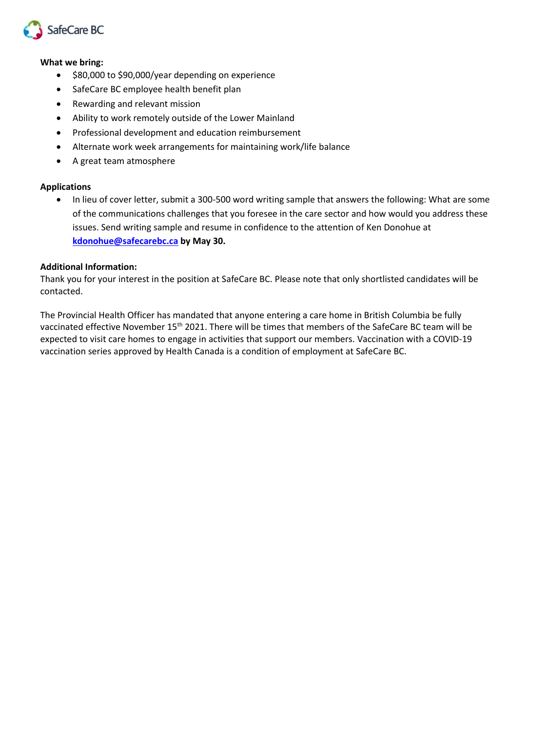**What we bring:**

- $80,000 to $90,000/year depending on experience
- SafeCare BC employee health benefit plan
- Rewarding and relevant mission
- Ability to work remotely outside of the Lower Mainland
- Professional development and education reimbursement
- Alternate work week arrangements for maintaining work/life balance
- A great team atmosphere

**Applications**

- In lieu of cover letter, submit a 300-500 word writing sample that answers the following: What are some of the communications challenges that you foresee in the care sector and how would you address these issues. Send writing sample and resume in confidence to the attention of Ken Donohue at **kdonohue@safecarebc.ca by May 30.**

**Additional Information:**

Thank you for your interest in the position at SafeCare BC. Please note that only shortlisted candidates will be contacted.

The Provincial Health Officer has mandated that anyone entering a care home in British Columbia be fully vaccinated effective November 15th 2021. There will be times that members of the SafeCare BC team will be expected to visit care homes to engage in activities that support our members. Vaccination with a COVID-19 vaccination series approved by Health Canada is a condition of employment at SafeCare BC.